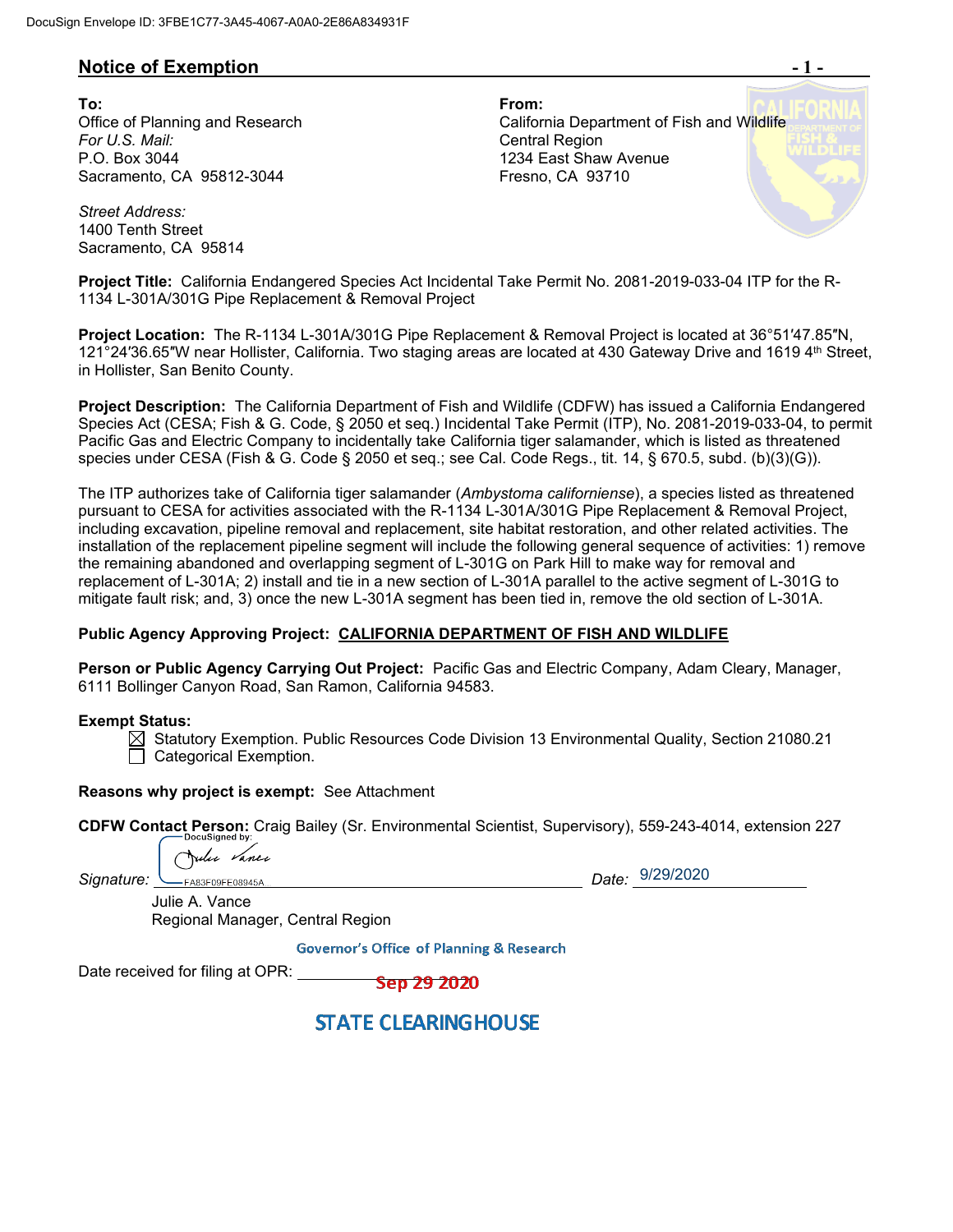DocuSign Envelope ID: 3FBE1C77-3A45-4067-A0A0-2E86A834931F

## Notice of Exemption

**To:**
Office of Planning and Research
*For U.S. Mail:*
P.O. Box 3044
Sacramento, CA 95812-3044

*Street Address:*
1400 Tenth Street
Sacramento, CA 95814

**From:**
California Department of Fish and Wildlife
Central Region
1234 East Shaw Avenue
Fresno, CA 93710

**Project Title:** California Endangered Species Act Incidental Take Permit No. 2081-2019-033-04 ITP for the R-1134 L-301A/301G Pipe Replacement & Removal Project

**Project Location:** The R-1134 L-301A/301G Pipe Replacement & Removal Project is located at 36°51′47.85″N, 121°24′36.65″W near Hollister, California. Two staging areas are located at 430 Gateway Drive and 1619 4th Street, in Hollister, San Benito County.

**Project Description:** The California Department of Fish and Wildlife (CDFW) has issued a California Endangered Species Act (CESA; Fish & G. Code, § 2050 et seq.) Incidental Take Permit (ITP), No. 2081-2019-033-04, to permit Pacific Gas and Electric Company to incidentally take California tiger salamander, which is listed as threatened species under CESA (Fish & G. Code § 2050 et seq.; see Cal. Code Regs., tit. 14, § 670.5, subd. (b)(3)(G)).

The ITP authorizes take of California tiger salamander (*Ambystoma californiense*), a species listed as threatened pursuant to CESA for activities associated with the R-1134 L-301A/301G Pipe Replacement & Removal Project, including excavation, pipeline removal and replacement, site habitat restoration, and other related activities. The installation of the replacement pipeline segment will include the following general sequence of activities: 1) remove the remaining abandoned and overlapping segment of L-301G on Park Hill to make way for removal and replacement of L-301A; 2) install and tie in a new section of L-301A parallel to the active segment of L-301G to mitigate fault risk; and, 3) once the new L-301A segment has been tied in, remove the old section of L-301A.

**Public Agency Approving Project:** <u>CALIFORNIA DEPARTMENT OF FISH AND WILDLIFE</u>

**Person or Public Agency Carrying Out Project:** Pacific Gas and Electric Company, Adam Cleary, Manager, 6111 Bollinger Canyon Road, San Ramon, California 94583.

**Exempt Status:**

- ☒ Statutory Exemption. Public Resources Code Division 13 Environmental Quality, Section 21080.21
- ☐ Categorical Exemption.

**Reasons why project is exempt:** See Attachment

**CDFW Contact Person:** Craig Bailey (Sr. Environmental Scientist, Supervisory), 559-243-4014, extension 227

*Signature:* DocuSigned by: Julie Vance FA83F09FE08945A... *Date:* 9/29/2020

Julie A. Vance
Regional Manager, Central Region

Governor's Office of Planning & Research

Date received for filing at OPR: Sep 29 2020

STATE CLEARINGHOUSE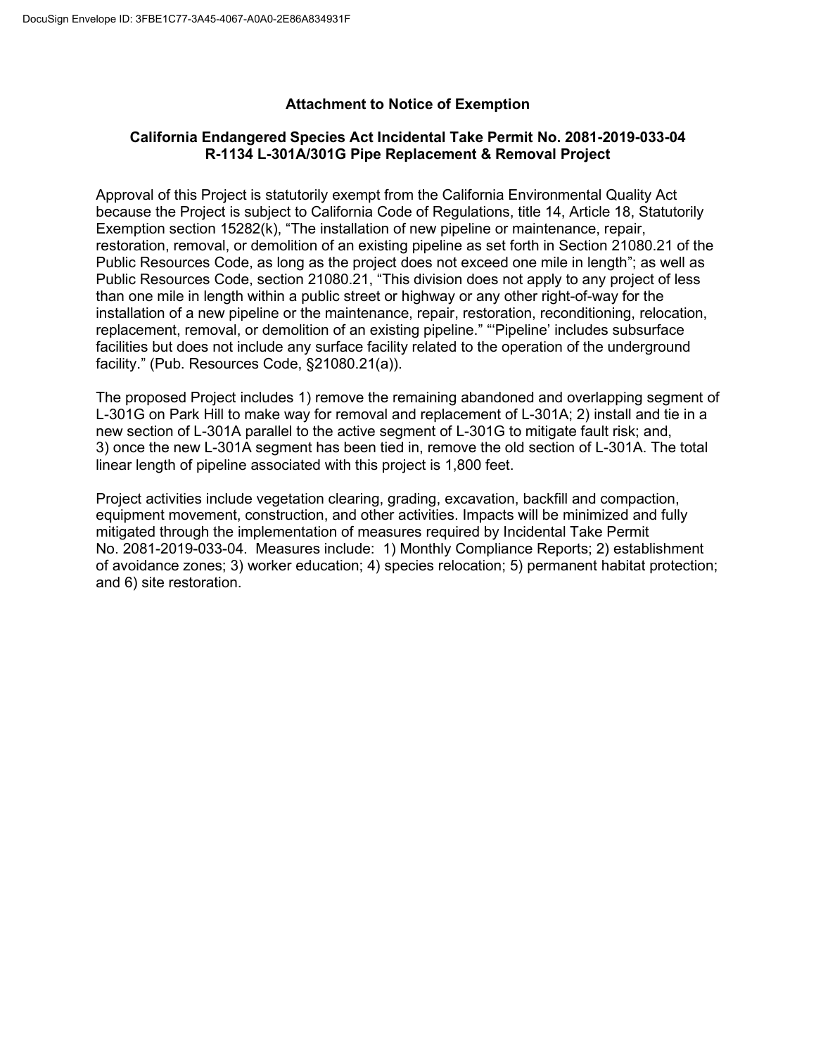### Attachment to Notice of Exemption

### California Endangered Species Act Incidental Take Permit No. 2081-2019-033-04 R-1134 L-301A/301G Pipe Replacement & Removal Project

Approval of this Project is statutorily exempt from the California Environmental Quality Act because the Project is subject to California Code of Regulations, title 14, Article 18, Statutorily Exemption section 15282(k), "The installation of new pipeline or maintenance, repair, restoration, removal, or demolition of an existing pipeline as set forth in Section 21080.21 of the Public Resources Code, as long as the project does not exceed one mile in length"; as well as Public Resources Code, section 21080.21, "This division does not apply to any project of less than one mile in length within a public street or highway or any other right-of-way for the installation of a new pipeline or the maintenance, repair, restoration, reconditioning, relocation, replacement, removal, or demolition of an existing pipeline." "'Pipeline' includes subsurface facilities but does not include any surface facility related to the operation of the underground facility." (Pub. Resources Code, §21080.21(a)).

The proposed Project includes 1) remove the remaining abandoned and overlapping segment of L-301G on Park Hill to make way for removal and replacement of L-301A; 2) install and tie in a new section of L-301A parallel to the active segment of L-301G to mitigate fault risk; and, 3) once the new L-301A segment has been tied in, remove the old section of L-301A. The total linear length of pipeline associated with this project is 1,800 feet.

Project activities include vegetation clearing, grading, excavation, backfill and compaction, equipment movement, construction, and other activities. Impacts will be minimized and fully mitigated through the implementation of measures required by Incidental Take Permit No. 2081-2019-033-04. Measures include: 1) Monthly Compliance Reports; 2) establishment of avoidance zones; 3) worker education; 4) species relocation; 5) permanent habitat protection; and 6) site restoration.